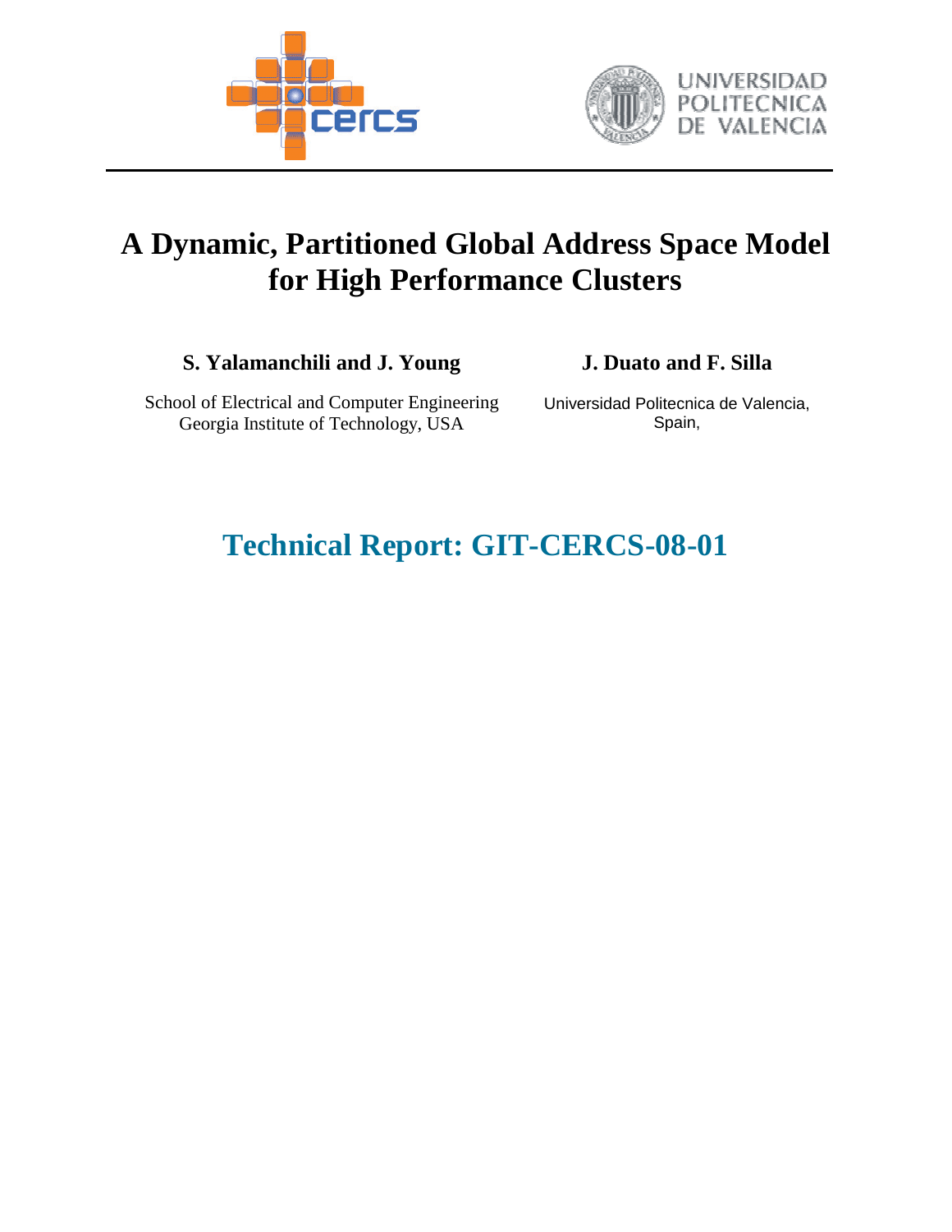# A Dynamic, Partitioned Global Address Space Model for High Performance Clusters

**S. Yalamanchili and J. Young**

School of Electrical and Computer Engineering
Georgia Institute of Technology, USA

**J. Duato and F. Silla**

Universidad Politecnica de Valencia,
Spain,

## Technical Report: GIT-CERCS-08-01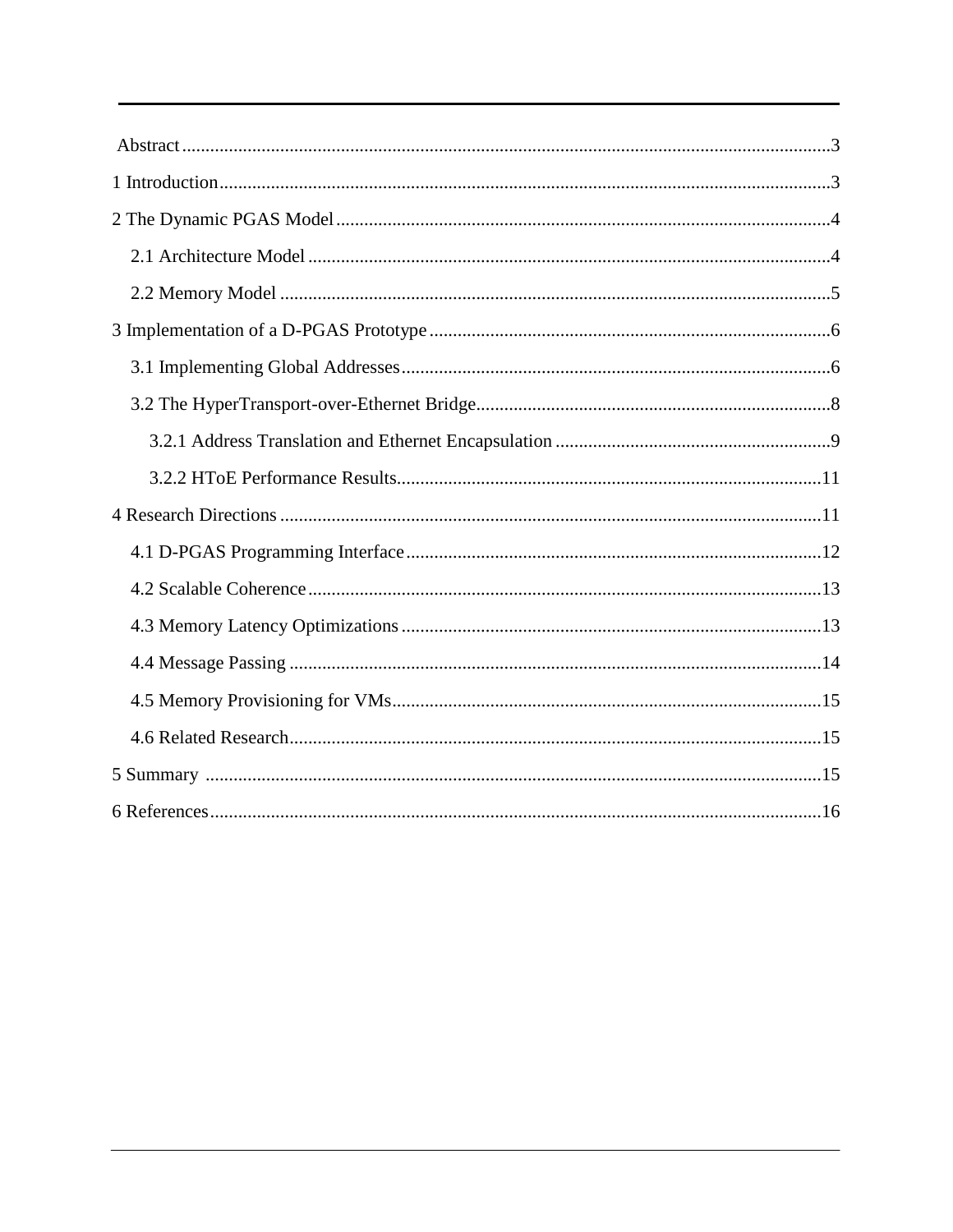Abstract ........................................................................................................................................3

1 Introduction..................................................................................................................................3

2 The Dynamic PGAS Model.........................................................................................................4

2.1 Architecture Model ...............................................................................................................4

2.2 Memory Model .....................................................................................................................5

3 Implementation of a D-PGAS Prototype .....................................................................................6

3.1 Implementing Global Addresses...........................................................................................6

3.2 The HyperTransport-over-Ethernet Bridge...........................................................................8

3.2.1 Address Translation and Ethernet Encapsulation ...........................................................9

3.2.2 HToE Performance Results...........................................................................................11

4 Research Directions ...................................................................................................................11

4.1 D-PGAS Programming Interface........................................................................................12

4.2 Scalable Coherence.............................................................................................................13

4.3 Memory Latency Optimizations .........................................................................................13

4.4 Message Passing .................................................................................................................14

4.5 Memory Provisioning for VMs...........................................................................................15

4.6 Related Research.................................................................................................................15

5 Summary ...................................................................................................................................15

6 References..................................................................................................................................16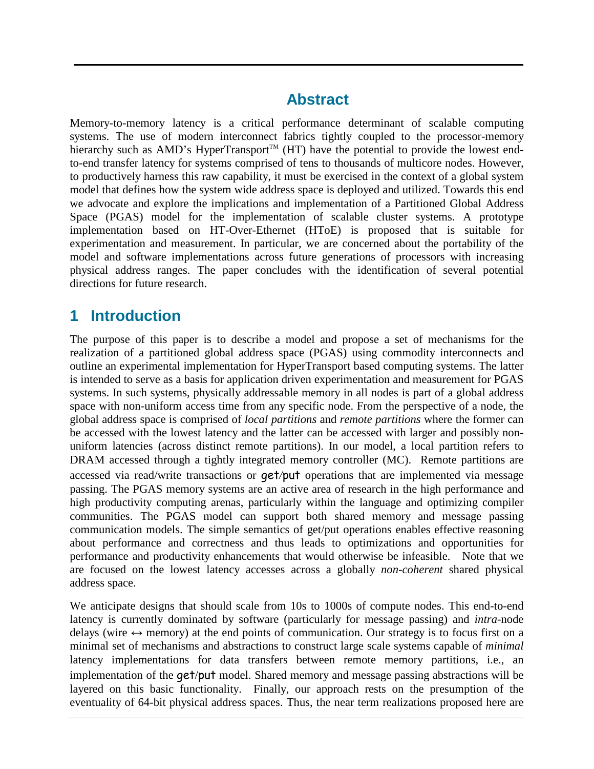## Abstract

Memory-to-memory latency is a critical performance determinant of scalable computing systems. The use of modern interconnect fabrics tightly coupled to the processor-memory hierarchy such as AMD's HyperTransport™ (HT) have the potential to provide the lowest end-to-end transfer latency for systems comprised of tens to thousands of multicore nodes. However, to productively harness this raw capability, it must be exercised in the context of a global system model that defines how the system wide address space is deployed and utilized. Towards this end we advocate and explore the implications and implementation of a Partitioned Global Address Space (PGAS) model for the implementation of scalable cluster systems. A prototype implementation based on HT-Over-Ethernet (HToE) is proposed that is suitable for experimentation and measurement. In particular, we are concerned about the portability of the model and software implementations across future generations of processors with increasing physical address ranges. The paper concludes with the identification of several potential directions for future research.

## 1 Introduction

The purpose of this paper is to describe a model and propose a set of mechanisms for the realization of a partitioned global address space (PGAS) using commodity interconnects and outline an experimental implementation for HyperTransport based computing systems. The latter is intended to serve as a basis for application driven experimentation and measurement for PGAS systems. In such systems, physically addressable memory in all nodes is part of a global address space with non-uniform access time from any specific node. From the perspective of a node, the global address space is comprised of *local partitions* and *remote partitions* where the former can be accessed with the lowest latency and the latter can be accessed with larger and possibly non-uniform latencies (across distinct remote partitions). In our model, a local partition refers to DRAM accessed through a tightly integrated memory controller (MC). Remote partitions are accessed via read/write transactions or `get/put` operations that are implemented via message passing. The PGAS memory systems are an active area of research in the high performance and high productivity computing arenas, particularly within the language and optimizing compiler communities. The PGAS model can support both shared memory and message passing communication models. The simple semantics of get/put operations enables effective reasoning about performance and correctness and thus leads to optimizations and opportunities for performance and productivity enhancements that would otherwise be infeasible. Note that we are focused on the lowest latency accesses across a globally *non-coherent* shared physical address space.

We anticipate designs that should scale from 10s to 1000s of compute nodes. This end-to-end latency is currently dominated by software (particularly for message passing) and *intra*-node delays (wire ↔ memory) at the end points of communication. Our strategy is to focus first on a minimal set of mechanisms and abstractions to construct large scale systems capable of *minimal* latency implementations for data transfers between remote memory partitions, i.e., an implementation of the `get/put` model. Shared memory and message passing abstractions will be layered on this basic functionality. Finally, our approach rests on the presumption of the eventuality of 64-bit physical address spaces. Thus, the near term realizations proposed here are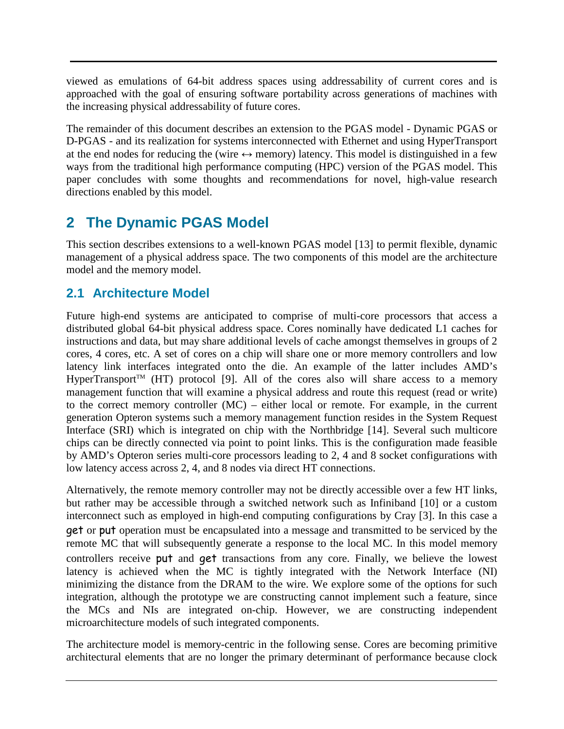viewed as emulations of 64-bit address spaces using addressability of current cores and is approached with the goal of ensuring software portability across generations of machines with the increasing physical addressability of future cores.

The remainder of this document describes an extension to the PGAS model - Dynamic PGAS or D-PGAS - and its realization for systems interconnected with Ethernet and using HyperTransport at the end nodes for reducing the (wire ↔ memory) latency. This model is distinguished in a few ways from the traditional high performance computing (HPC) version of the PGAS model. This paper concludes with some thoughts and recommendations for novel, high-value research directions enabled by this model.

# 2 The Dynamic PGAS Model

This section describes extensions to a well-known PGAS model [13] to permit flexible, dynamic management of a physical address space. The two components of this model are the architecture model and the memory model.

## 2.1 Architecture Model

Future high-end systems are anticipated to comprise of multi-core processors that access a distributed global 64-bit physical address space. Cores nominally have dedicated L1 caches for instructions and data, but may share additional levels of cache amongst themselves in groups of 2 cores, 4 cores, etc. A set of cores on a chip will share one or more memory controllers and low latency link interfaces integrated onto the die. An example of the latter includes AMD's HyperTransport™ (HT) protocol [9]. All of the cores also will share access to a memory management function that will examine a physical address and route this request (read or write) to the correct memory controller (MC) – either local or remote. For example, in the current generation Opteron systems such a memory management function resides in the System Request Interface (SRI) which is integrated on chip with the Northbridge [14]. Several such multicore chips can be directly connected via point to point links. This is the configuration made feasible by AMD's Opteron series multi-core processors leading to 2, 4 and 8 socket configurations with low latency access across 2, 4, and 8 nodes via direct HT connections.

Alternatively, the remote memory controller may not be directly accessible over a few HT links, but rather may be accessible through a switched network such as Infiniband [10] or a custom interconnect such as employed in high-end computing configurations by Cray [3]. In this case a get or put operation must be encapsulated into a message and transmitted to be serviced by the remote MC that will subsequently generate a response to the local MC. In this model memory controllers receive put and get transactions from any core. Finally, we believe the lowest latency is achieved when the MC is tightly integrated with the Network Interface (NI) minimizing the distance from the DRAM to the wire. We explore some of the options for such integration, although the prototype we are constructing cannot implement such a feature, since the MCs and NIs are integrated on-chip. However, we are constructing independent microarchitecture models of such integrated components.

The architecture model is memory-centric in the following sense. Cores are becoming primitive architectural elements that are no longer the primary determinant of performance because clock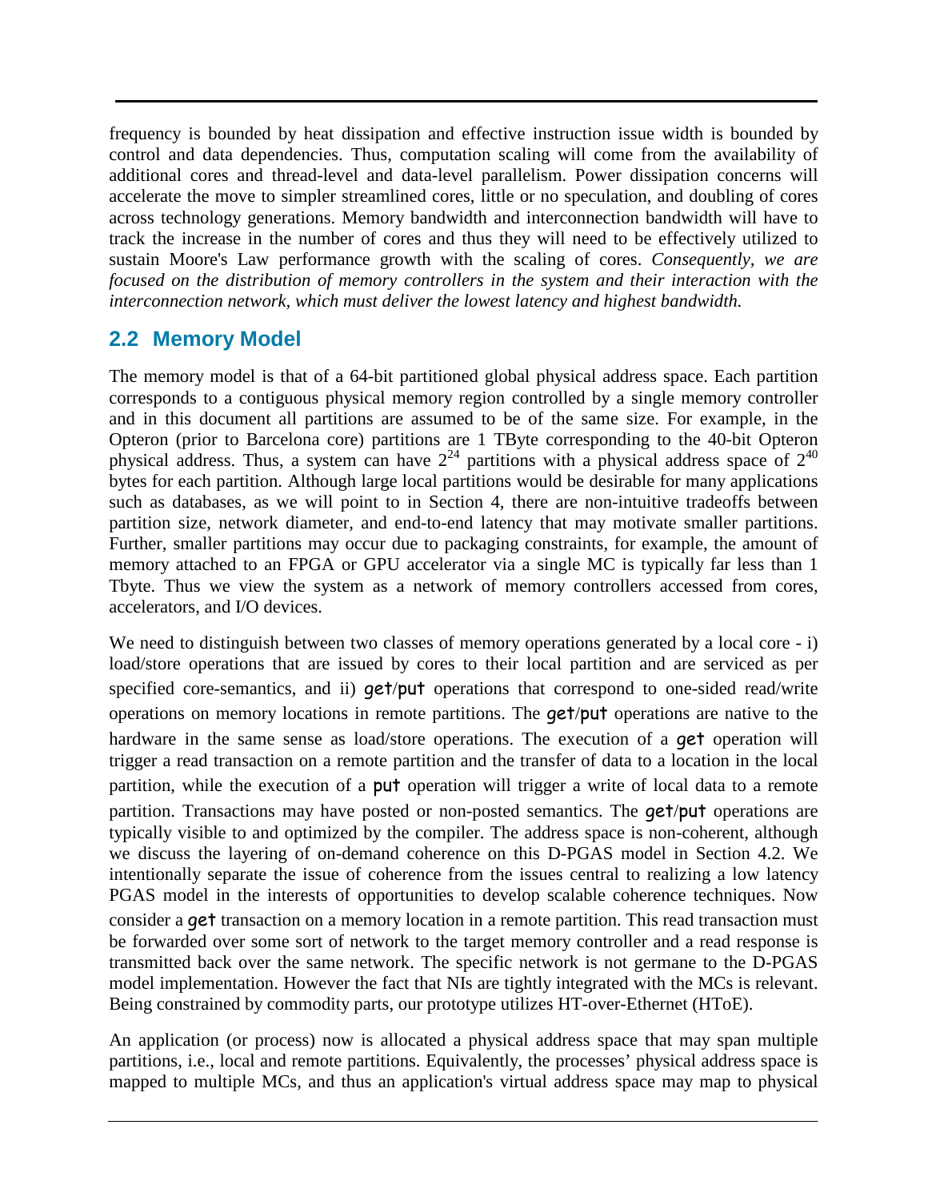frequency is bounded by heat dissipation and effective instruction issue width is bounded by control and data dependencies. Thus, computation scaling will come from the availability of additional cores and thread-level and data-level parallelism. Power dissipation concerns will accelerate the move to simpler streamlined cores, little or no speculation, and doubling of cores across technology generations. Memory bandwidth and interconnection bandwidth will have to track the increase in the number of cores and thus they will need to be effectively utilized to sustain Moore's Law performance growth with the scaling of cores. *Consequently, we are focused on the distribution of memory controllers in the system and their interaction with the interconnection network, which must deliver the lowest latency and highest bandwidth.*

## 2.2 Memory Model

The memory model is that of a 64-bit partitioned global physical address space. Each partition corresponds to a contiguous physical memory region controlled by a single memory controller and in this document all partitions are assumed to be of the same size. For example, in the Opteron (prior to Barcelona core) partitions are 1 TByte corresponding to the 40-bit Opteron physical address. Thus, a system can have $2^{24}$ partitions with a physical address space of $2^{40}$ bytes for each partition. Although large local partitions would be desirable for many applications such as databases, as we will point to in Section 4, there are non-intuitive tradeoffs between partition size, network diameter, and end-to-end latency that may motivate smaller partitions. Further, smaller partitions may occur due to packaging constraints, for example, the amount of memory attached to an FPGA or GPU accelerator via a single MC is typically far less than 1 Tbyte. Thus we view the system as a network of memory controllers accessed from cores, accelerators, and I/O devices.

We need to distinguish between two classes of memory operations generated by a local core - i) load/store operations that are issued by cores to their local partition and are serviced as per specified core-semantics, and ii) get/put operations that correspond to one-sided read/write operations on memory locations in remote partitions. The get/put operations are native to the hardware in the same sense as load/store operations. The execution of a get operation will trigger a read transaction on a remote partition and the transfer of data to a location in the local partition, while the execution of a put operation will trigger a write of local data to a remote partition. Transactions may have posted or non-posted semantics. The get/put operations are typically visible to and optimized by the compiler. The address space is non-coherent, although we discuss the layering of on-demand coherence on this D-PGAS model in Section 4.2. We intentionally separate the issue of coherence from the issues central to realizing a low latency PGAS model in the interests of opportunities to develop scalable coherence techniques. Now consider a get transaction on a memory location in a remote partition. This read transaction must be forwarded over some sort of network to the target memory controller and a read response is transmitted back over the same network. The specific network is not germane to the D-PGAS model implementation. However the fact that NIs are tightly integrated with the MCs is relevant. Being constrained by commodity parts, our prototype utilizes HT-over-Ethernet (HToE).

An application (or process) now is allocated a physical address space that may span multiple partitions, i.e., local and remote partitions. Equivalently, the processes' physical address space is mapped to multiple MCs, and thus an application's virtual address space may map to physical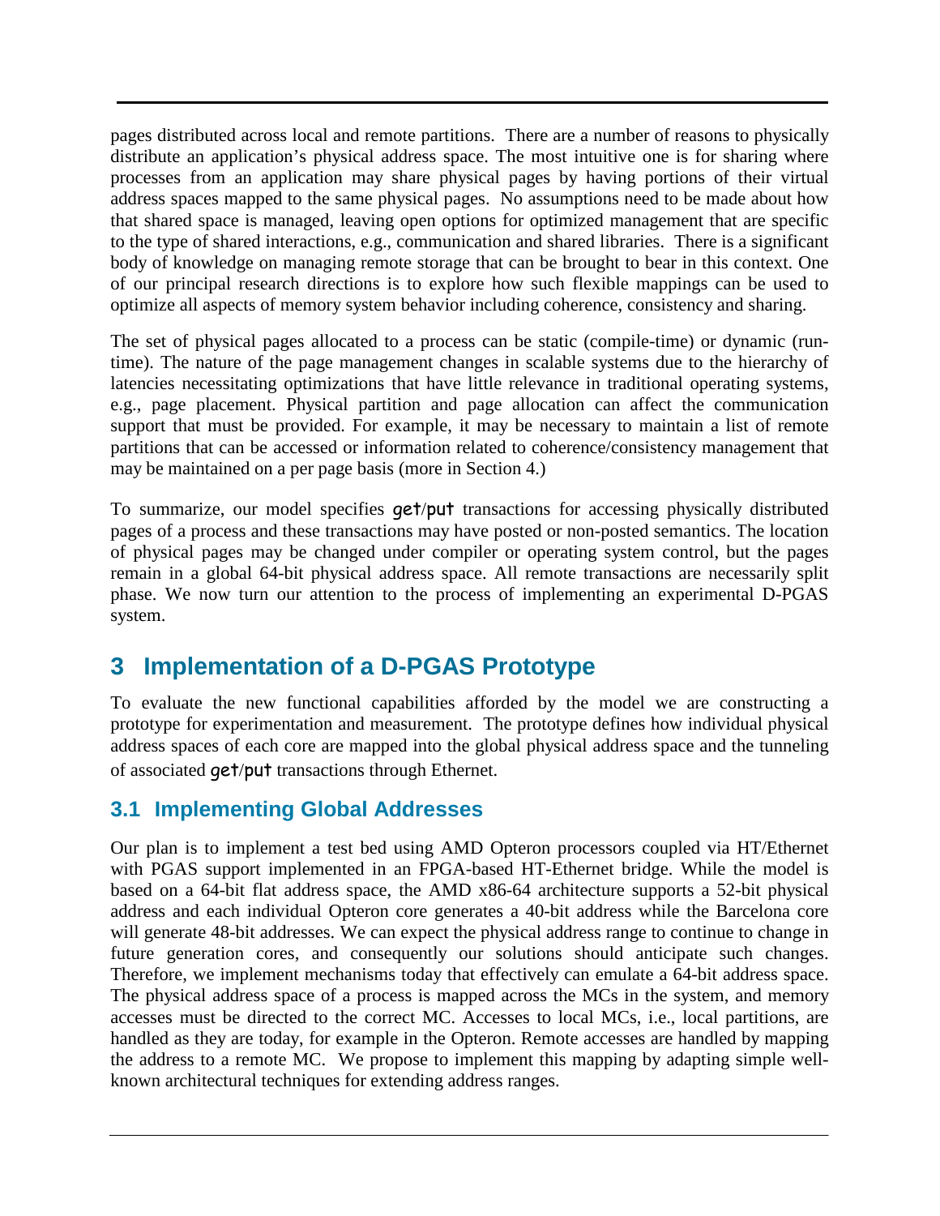pages distributed across local and remote partitions. There are a number of reasons to physically distribute an application's physical address space. The most intuitive one is for sharing where processes from an application may share physical pages by having portions of their virtual address spaces mapped to the same physical pages. No assumptions need to be made about how that shared space is managed, leaving open options for optimized management that are specific to the type of shared interactions, e.g., communication and shared libraries. There is a significant body of knowledge on managing remote storage that can be brought to bear in this context. One of our principal research directions is to explore how such flexible mappings can be used to optimize all aspects of memory system behavior including coherence, consistency and sharing.

The set of physical pages allocated to a process can be static (compile-time) or dynamic (run-time). The nature of the page management changes in scalable systems due to the hierarchy of latencies necessitating optimizations that have little relevance in traditional operating systems, e.g., page placement. Physical partition and page allocation can affect the communication support that must be provided. For example, it may be necessary to maintain a list of remote partitions that can be accessed or information related to coherence/consistency management that may be maintained on a per page basis (more in Section 4.)

To summarize, our model specifies get/put transactions for accessing physically distributed pages of a process and these transactions may have posted or non-posted semantics. The location of physical pages may be changed under compiler or operating system control, but the pages remain in a global 64-bit physical address space. All remote transactions are necessarily split phase. We now turn our attention to the process of implementing an experimental D-PGAS system.

## 3 Implementation of a D-PGAS Prototype

To evaluate the new functional capabilities afforded by the model we are constructing a prototype for experimentation and measurement. The prototype defines how individual physical address spaces of each core are mapped into the global physical address space and the tunneling of associated get/put transactions through Ethernet.

### 3.1 Implementing Global Addresses

Our plan is to implement a test bed using AMD Opteron processors coupled via HT/Ethernet with PGAS support implemented in an FPGA-based HT-Ethernet bridge. While the model is based on a 64-bit flat address space, the AMD x86-64 architecture supports a 52-bit physical address and each individual Opteron core generates a 40-bit address while the Barcelona core will generate 48-bit addresses. We can expect the physical address range to continue to change in future generation cores, and consequently our solutions should anticipate such changes. Therefore, we implement mechanisms today that effectively can emulate a 64-bit address space. The physical address space of a process is mapped across the MCs in the system, and memory accesses must be directed to the correct MC. Accesses to local MCs, i.e., local partitions, are handled as they are today, for example in the Opteron. Remote accesses are handled by mapping the address to a remote MC. We propose to implement this mapping by adapting simple well-known architectural techniques for extending address ranges.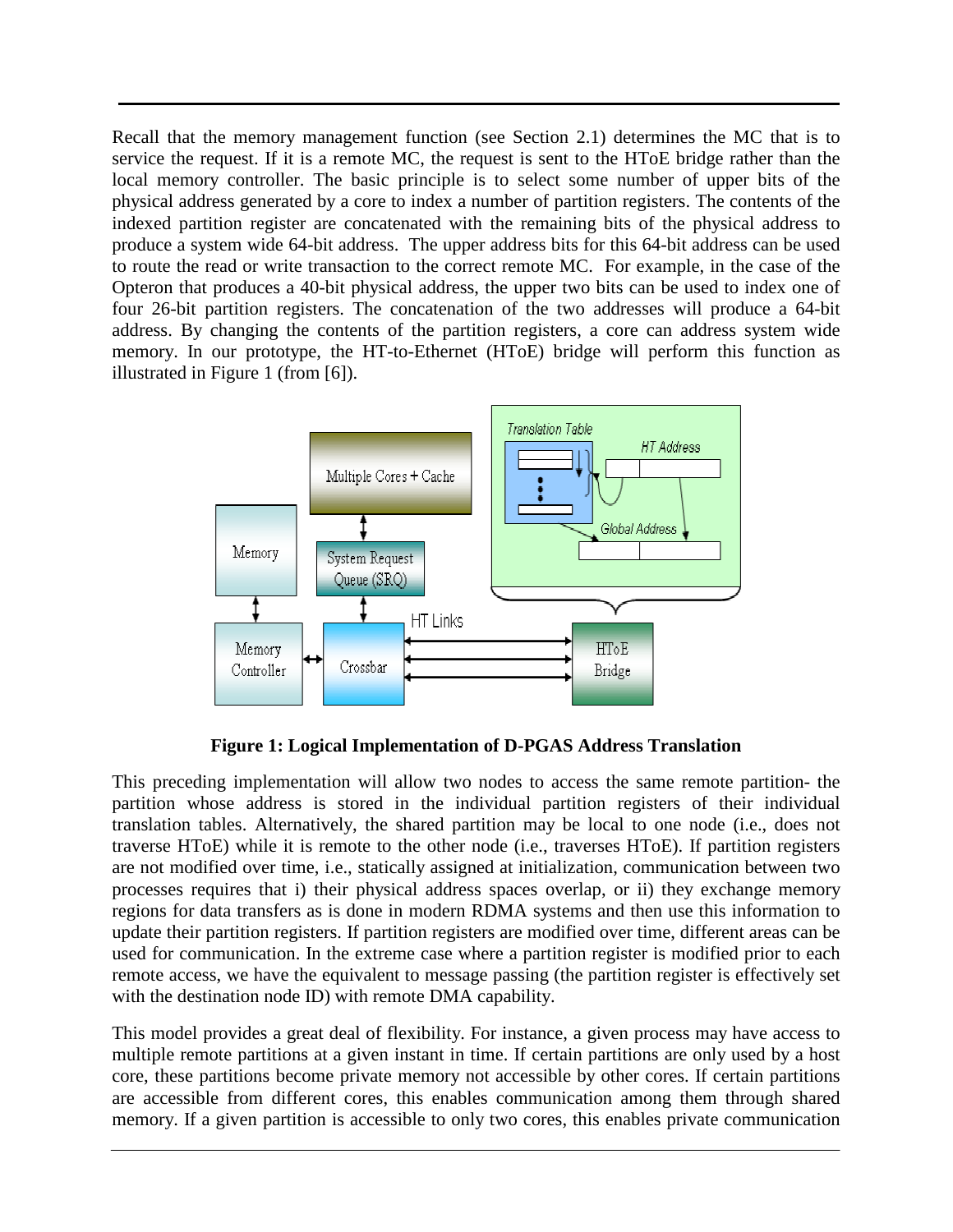Recall that the memory management function (see Section 2.1) determines the MC that is to service the request. If it is a remote MC, the request is sent to the HToE bridge rather than the local memory controller. The basic principle is to select some number of upper bits of the physical address generated by a core to index a number of partition registers. The contents of the indexed partition register are concatenated with the remaining bits of the physical address to produce a system wide 64-bit address. The upper address bits for this 64-bit address can be used to route the read or write transaction to the correct remote MC. For example, in the case of the Opteron that produces a 40-bit physical address, the upper two bits can be used to index one of four 26-bit partition registers. The concatenation of the two addresses will produce a 64-bit address. By changing the contents of the partition registers, a core can address system wide memory. In our prototype, the HT-to-Ethernet (HToE) bridge will perform this function as illustrated in Figure 1 (from [6]).

**Figure 1: Logical Implementation of D-PGAS Address Translation**

This preceding implementation will allow two nodes to access the same remote partition- the partition whose address is stored in the individual partition registers of their individual translation tables. Alternatively, the shared partition may be local to one node (i.e., does not traverse HToE) while it is remote to the other node (i.e., traverses HToE). If partition registers are not modified over time, i.e., statically assigned at initialization, communication between two processes requires that i) their physical address spaces overlap, or ii) they exchange memory regions for data transfers as is done in modern RDMA systems and then use this information to update their partition registers. If partition registers are modified over time, different areas can be used for communication. In the extreme case where a partition register is modified prior to each remote access, we have the equivalent to message passing (the partition register is effectively set with the destination node ID) with remote DMA capability.

This model provides a great deal of flexibility. For instance, a given process may have access to multiple remote partitions at a given instant in time. If certain partitions are only used by a host core, these partitions become private memory not accessible by other cores. If certain partitions are accessible from different cores, this enables communication among them through shared memory. If a given partition is accessible to only two cores, this enables private communication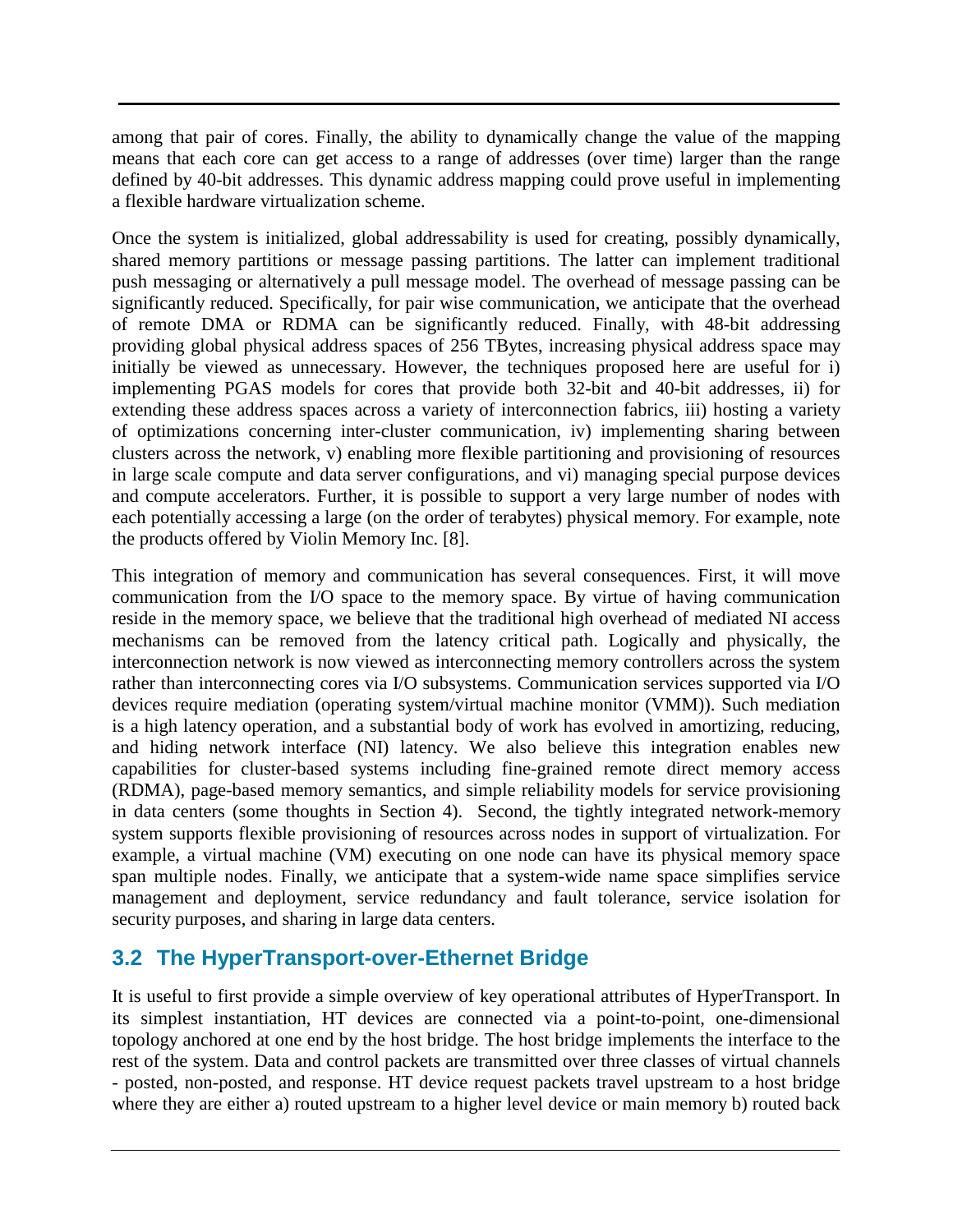among that pair of cores. Finally, the ability to dynamically change the value of the mapping means that each core can get access to a range of addresses (over time) larger than the range defined by 40-bit addresses. This dynamic address mapping could prove useful in implementing a flexible hardware virtualization scheme.

Once the system is initialized, global addressability is used for creating, possibly dynamically, shared memory partitions or message passing partitions. The latter can implement traditional push messaging or alternatively a pull message model. The overhead of message passing can be significantly reduced. Specifically, for pair wise communication, we anticipate that the overhead of remote DMA or RDMA can be significantly reduced. Finally, with 48-bit addressing providing global physical address spaces of 256 TBytes, increasing physical address space may initially be viewed as unnecessary. However, the techniques proposed here are useful for i) implementing PGAS models for cores that provide both 32-bit and 40-bit addresses, ii) for extending these address spaces across a variety of interconnection fabrics, iii) hosting a variety of optimizations concerning inter-cluster communication, iv) implementing sharing between clusters across the network, v) enabling more flexible partitioning and provisioning of resources in large scale compute and data server configurations, and vi) managing special purpose devices and compute accelerators. Further, it is possible to support a very large number of nodes with each potentially accessing a large (on the order of terabytes) physical memory. For example, note the products offered by Violin Memory Inc. [8].

This integration of memory and communication has several consequences. First, it will move communication from the I/O space to the memory space. By virtue of having communication reside in the memory space, we believe that the traditional high overhead of mediated NI access mechanisms can be removed from the latency critical path. Logically and physically, the interconnection network is now viewed as interconnecting memory controllers across the system rather than interconnecting cores via I/O subsystems. Communication services supported via I/O devices require mediation (operating system/virtual machine monitor (VMM)). Such mediation is a high latency operation, and a substantial body of work has evolved in amortizing, reducing, and hiding network interface (NI) latency. We also believe this integration enables new capabilities for cluster-based systems including fine-grained remote direct memory access (RDMA), page-based memory semantics, and simple reliability models for service provisioning in data centers (some thoughts in Section 4). Second, the tightly integrated network-memory system supports flexible provisioning of resources across nodes in support of virtualization. For example, a virtual machine (VM) executing on one node can have its physical memory space span multiple nodes. Finally, we anticipate that a system-wide name space simplifies service management and deployment, service redundancy and fault tolerance, service isolation for security purposes, and sharing in large data centers.

## 3.2 The HyperTransport-over-Ethernet Bridge

It is useful to first provide a simple overview of key operational attributes of HyperTransport. In its simplest instantiation, HT devices are connected via a point-to-point, one-dimensional topology anchored at one end by the host bridge. The host bridge implements the interface to the rest of the system. Data and control packets are transmitted over three classes of virtual channels - posted, non-posted, and response. HT device request packets travel upstream to a host bridge where they are either a) routed upstream to a higher level device or main memory b) routed back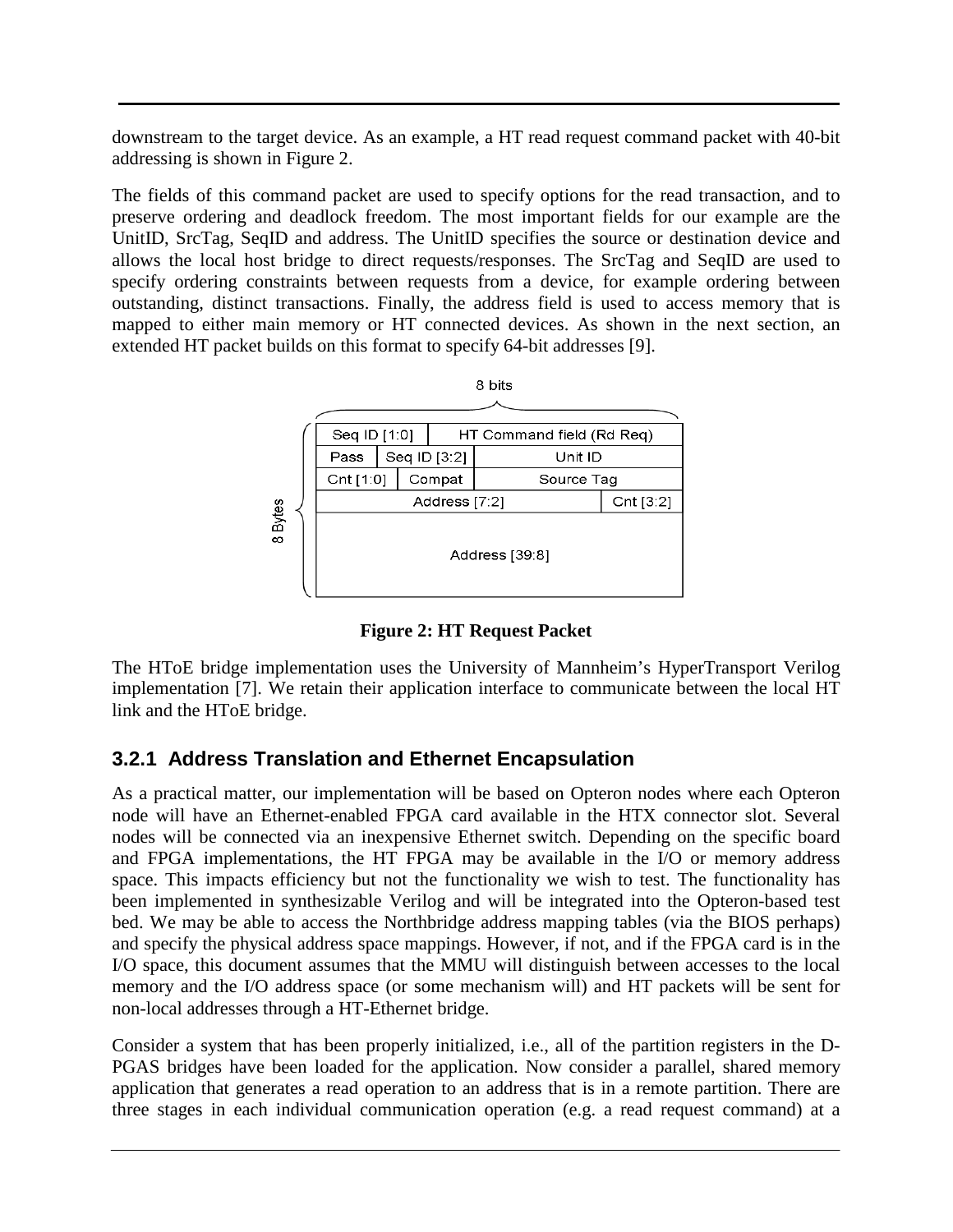downstream to the target device. As an example, a HT read request command packet with 40-bit addressing is shown in Figure 2.

The fields of this command packet are used to specify options for the read transaction, and to preserve ordering and deadlock freedom. The most important fields for our example are the UnitID, SrcTag, SeqID and address. The UnitID specifies the source or destination device and allows the local host bridge to direct requests/responses. The SrcTag and SeqID are used to specify ordering constraints between requests from a device, for example ordering between outstanding, distinct transactions. Finally, the address field is used to access memory that is mapped to either main memory or HT connected devices. As shown in the next section, an extended HT packet builds on this format to specify 64-bit addresses [9].

| Seq ID [1:0] | | HT Command field (Rd Req) | |
|---|---|---|---|
| Pass | Seq ID [3:2] | Unit ID | |
| Cnt [1:0] | Compat | Source Tag | |
| Address [7:2] | | | Cnt [3:2] |
| Address [39:8] | | | |

(8 bits wide; 8 Bytes total)

**Figure 2: HT Request Packet**

The HToE bridge implementation uses the University of Mannheim's HyperTransport Verilog implementation [7]. We retain their application interface to communicate between the local HT link and the HToE bridge.

### 3.2.1 Address Translation and Ethernet Encapsulation

As a practical matter, our implementation will be based on Opteron nodes where each Opteron node will have an Ethernet-enabled FPGA card available in the HTX connector slot. Several nodes will be connected via an inexpensive Ethernet switch. Depending on the specific board and FPGA implementations, the HT FPGA may be available in the I/O or memory address space. This impacts efficiency but not the functionality we wish to test. The functionality has been implemented in synthesizable Verilog and will be integrated into the Opteron-based test bed. We may be able to access the Northbridge address mapping tables (via the BIOS perhaps) and specify the physical address space mappings. However, if not, and if the FPGA card is in the I/O space, this document assumes that the MMU will distinguish between accesses to the local memory and the I/O address space (or some mechanism will) and HT packets will be sent for non-local addresses through a HT-Ethernet bridge.

Consider a system that has been properly initialized, i.e., all of the partition registers in the D-PGAS bridges have been loaded for the application. Now consider a parallel, shared memory application that generates a read operation to an address that is in a remote partition. There are three stages in each individual communication operation (e.g. a read request command) at a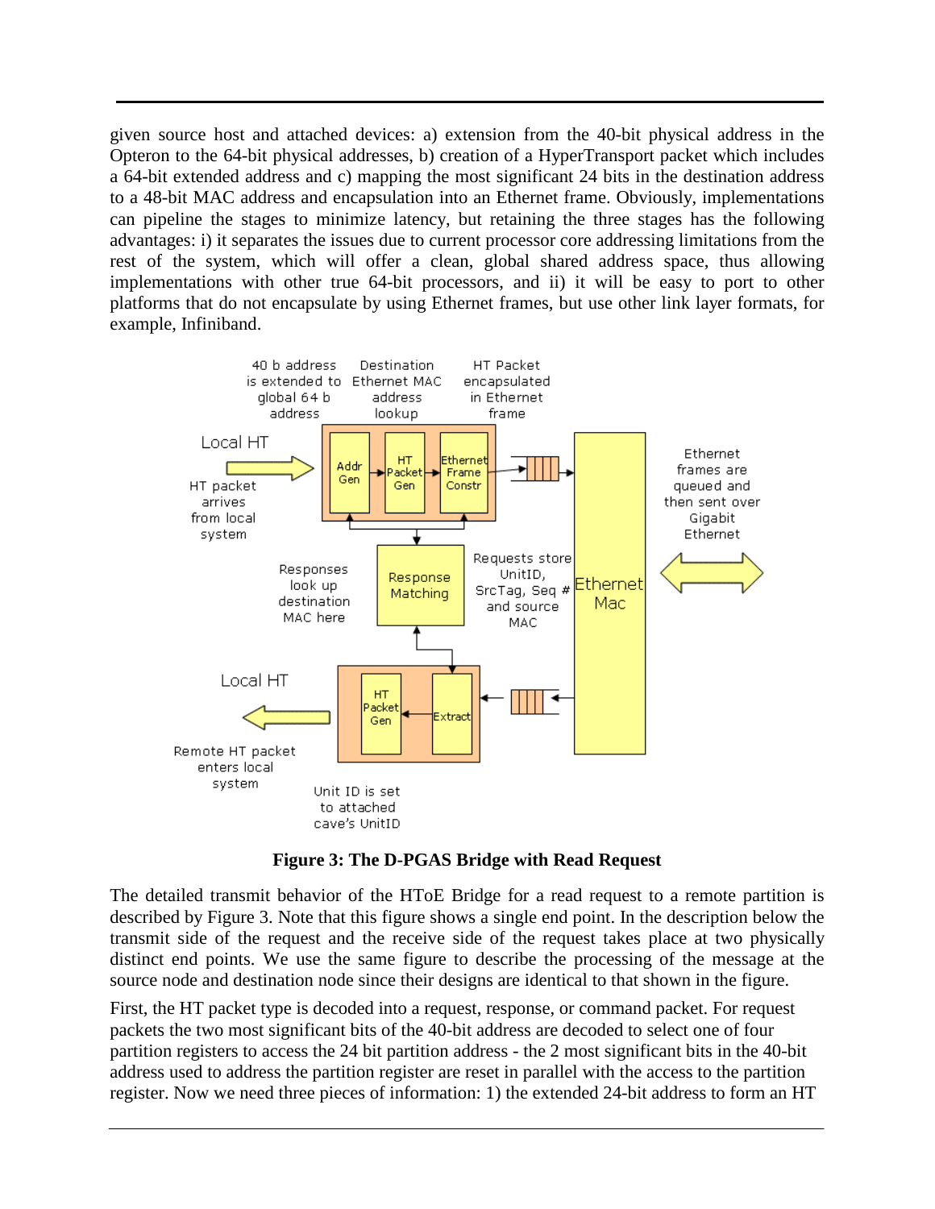given source host and attached devices: a) extension from the 40-bit physical address in the Opteron to the 64-bit physical addresses, b) creation of a HyperTransport packet which includes a 64-bit extended address and c) mapping the most significant 24 bits in the destination address to a 48-bit MAC address and encapsulation into an Ethernet frame. Obviously, implementations can pipeline the stages to minimize latency, but retaining the three stages has the following advantages: i) it separates the issues due to current processor core addressing limitations from the rest of the system, which will offer a clean, global shared address space, thus allowing implementations with other true 64-bit processors, and ii) it will be easy to port to other platforms that do not encapsulate by using Ethernet frames, but use other link layer formats, for example, Infiniband.

**Figure 3: The D-PGAS Bridge with Read Request**

The detailed transmit behavior of the HToE Bridge for a read request to a remote partition is described by Figure 3. Note that this figure shows a single end point. In the description below the transmit side of the request and the receive side of the request takes place at two physically distinct end points. We use the same figure to describe the processing of the message at the source node and destination node since their designs are identical to that shown in the figure.

First, the HT packet type is decoded into a request, response, or command packet. For request packets the two most significant bits of the 40-bit address are decoded to select one of four partition registers to access the 24 bit partition address - the 2 most significant bits in the 40-bit address used to address the partition register are reset in parallel with the access to the partition register. Now we need three pieces of information: 1) the extended 24-bit address to form an HT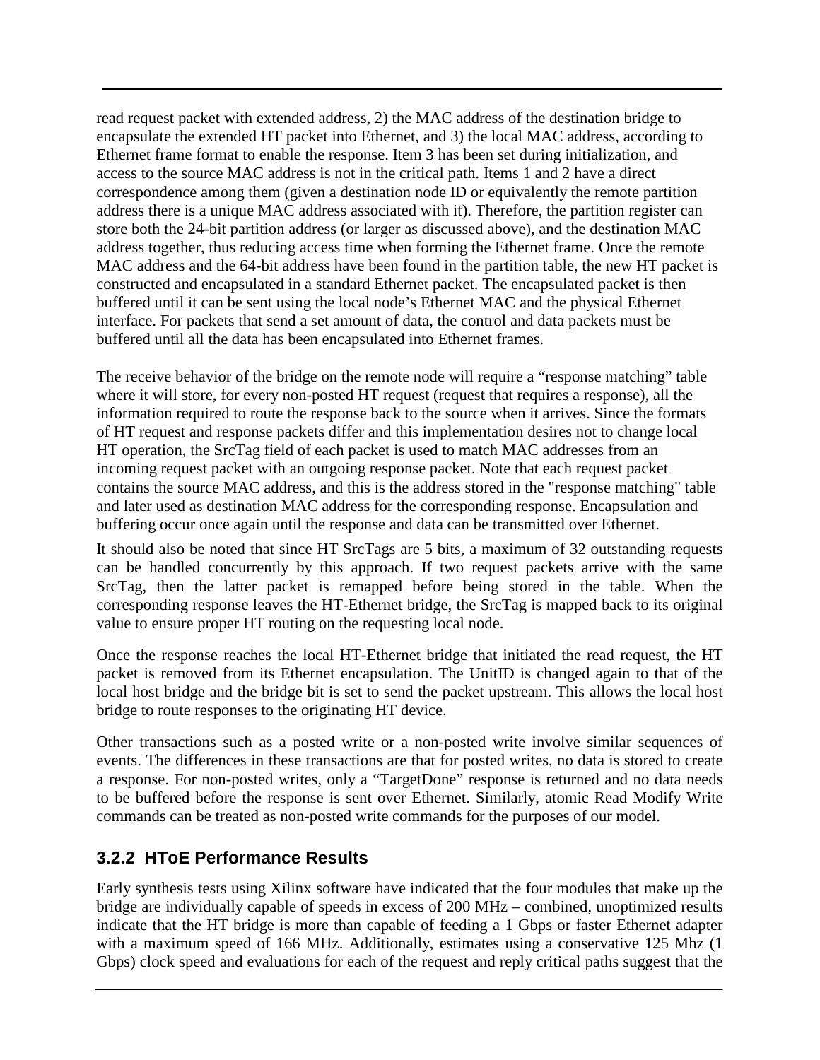read request packet with extended address, 2) the MAC address of the destination bridge to encapsulate the extended HT packet into Ethernet, and 3) the local MAC address, according to Ethernet frame format to enable the response. Item 3 has been set during initialization, and access to the source MAC address is not in the critical path. Items 1 and 2 have a direct correspondence among them (given a destination node ID or equivalently the remote partition address there is a unique MAC address associated with it). Therefore, the partition register can store both the 24-bit partition address (or larger as discussed above), and the destination MAC address together, thus reducing access time when forming the Ethernet frame. Once the remote MAC address and the 64-bit address have been found in the partition table, the new HT packet is constructed and encapsulated in a standard Ethernet packet. The encapsulated packet is then buffered until it can be sent using the local node's Ethernet MAC and the physical Ethernet interface. For packets that send a set amount of data, the control and data packets must be buffered until all the data has been encapsulated into Ethernet frames.

The receive behavior of the bridge on the remote node will require a "response matching" table where it will store, for every non-posted HT request (request that requires a response), all the information required to route the response back to the source when it arrives. Since the formats of HT request and response packets differ and this implementation desires not to change local HT operation, the SrcTag field of each packet is used to match MAC addresses from an incoming request packet with an outgoing response packet. Note that each request packet contains the source MAC address, and this is the address stored in the "response matching" table and later used as destination MAC address for the corresponding response. Encapsulation and buffering occur once again until the response and data can be transmitted over Ethernet.

It should also be noted that since HT SrcTags are 5 bits, a maximum of 32 outstanding requests can be handled concurrently by this approach. If two request packets arrive with the same SrcTag, then the latter packet is remapped before being stored in the table. When the corresponding response leaves the HT-Ethernet bridge, the SrcTag is mapped back to its original value to ensure proper HT routing on the requesting local node.

Once the response reaches the local HT-Ethernet bridge that initiated the read request, the HT packet is removed from its Ethernet encapsulation. The UnitID is changed again to that of the local host bridge and the bridge bit is set to send the packet upstream. This allows the local host bridge to route responses to the originating HT device.

Other transactions such as a posted write or a non-posted write involve similar sequences of events. The differences in these transactions are that for posted writes, no data is stored to create a response. For non-posted writes, only a "TargetDone" response is returned and no data needs to be buffered before the response is sent over Ethernet. Similarly, atomic Read Modify Write commands can be treated as non-posted write commands for the purposes of our model.

### 3.2.2 HToE Performance Results

Early synthesis tests using Xilinx software have indicated that the four modules that make up the bridge are individually capable of speeds in excess of 200 MHz – combined, unoptimized results indicate that the HT bridge is more than capable of feeding a 1 Gbps or faster Ethernet adapter with a maximum speed of 166 MHz. Additionally, estimates using a conservative 125 Mhz (1 Gbps) clock speed and evaluations for each of the request and reply critical paths suggest that the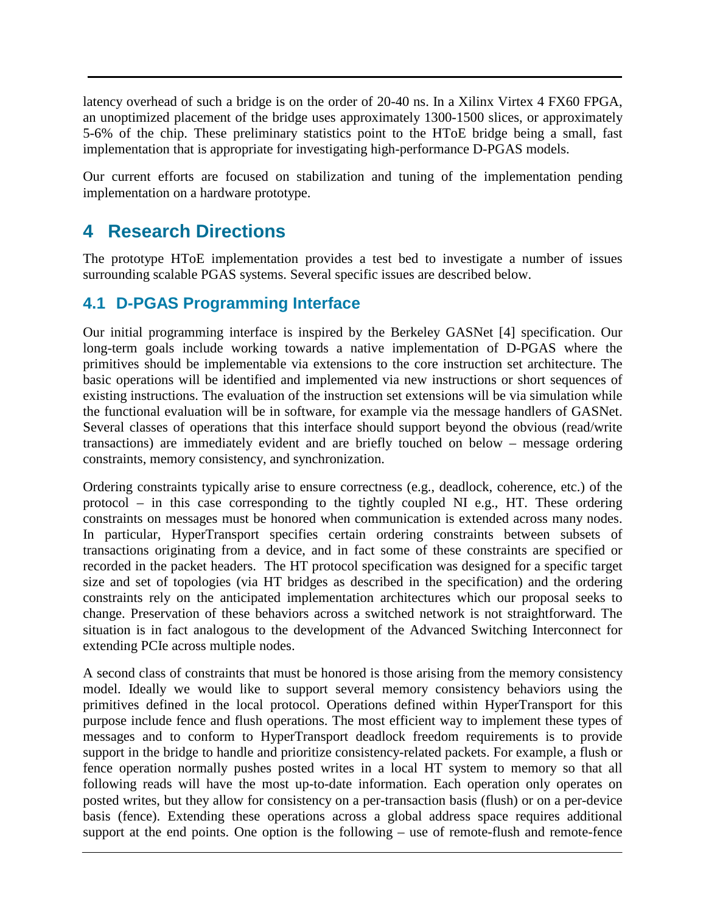latency overhead of such a bridge is on the order of 20-40 ns. In a Xilinx Virtex 4 FX60 FPGA, an unoptimized placement of the bridge uses approximately 1300-1500 slices, or approximately 5-6% of the chip. These preliminary statistics point to the HToE bridge being a small, fast implementation that is appropriate for investigating high-performance D-PGAS models.

Our current efforts are focused on stabilization and tuning of the implementation pending implementation on a hardware prototype.

# 4 Research Directions

The prototype HToE implementation provides a test bed to investigate a number of issues surrounding scalable PGAS systems. Several specific issues are described below.

## 4.1 D-PGAS Programming Interface

Our initial programming interface is inspired by the Berkeley GASNet [4] specification. Our long-term goals include working towards a native implementation of D-PGAS where the primitives should be implementable via extensions to the core instruction set architecture. The basic operations will be identified and implemented via new instructions or short sequences of existing instructions. The evaluation of the instruction set extensions will be via simulation while the functional evaluation will be in software, for example via the message handlers of GASNet. Several classes of operations that this interface should support beyond the obvious (read/write transactions) are immediately evident and are briefly touched on below – message ordering constraints, memory consistency, and synchronization.

Ordering constraints typically arise to ensure correctness (e.g., deadlock, coherence, etc.) of the protocol – in this case corresponding to the tightly coupled NI e.g., HT. These ordering constraints on messages must be honored when communication is extended across many nodes. In particular, HyperTransport specifies certain ordering constraints between subsets of transactions originating from a device, and in fact some of these constraints are specified or recorded in the packet headers. The HT protocol specification was designed for a specific target size and set of topologies (via HT bridges as described in the specification) and the ordering constraints rely on the anticipated implementation architectures which our proposal seeks to change. Preservation of these behaviors across a switched network is not straightforward. The situation is in fact analogous to the development of the Advanced Switching Interconnect for extending PCIe across multiple nodes.

A second class of constraints that must be honored is those arising from the memory consistency model. Ideally we would like to support several memory consistency behaviors using the primitives defined in the local protocol. Operations defined within HyperTransport for this purpose include fence and flush operations. The most efficient way to implement these types of messages and to conform to HyperTransport deadlock freedom requirements is to provide support in the bridge to handle and prioritize consistency-related packets. For example, a flush or fence operation normally pushes posted writes in a local HT system to memory so that all following reads will have the most up-to-date information. Each operation only operates on posted writes, but they allow for consistency on a per-transaction basis (flush) or on a per-device basis (fence). Extending these operations across a global address space requires additional support at the end points. One option is the following – use of remote-flush and remote-fence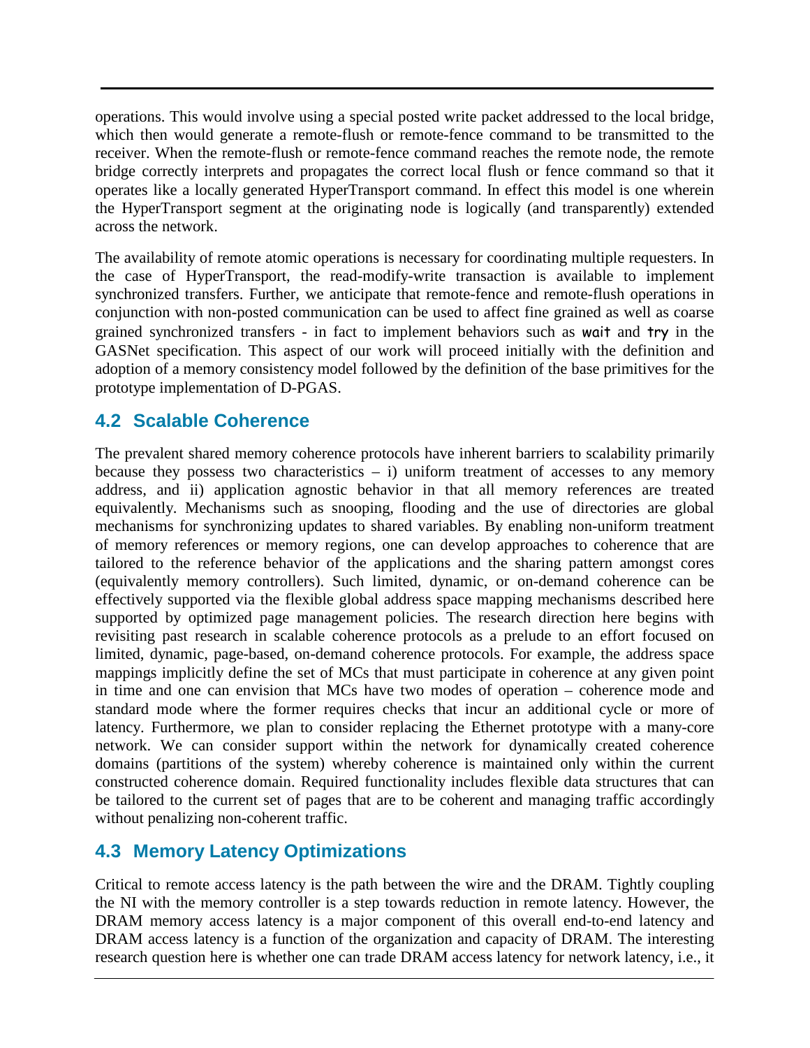operations. This would involve using a special posted write packet addressed to the local bridge, which then would generate a remote-flush or remote-fence command to be transmitted to the receiver. When the remote-flush or remote-fence command reaches the remote node, the remote bridge correctly interprets and propagates the correct local flush or fence command so that it operates like a locally generated HyperTransport command. In effect this model is one wherein the HyperTransport segment at the originating node is logically (and transparently) extended across the network.

The availability of remote atomic operations is necessary for coordinating multiple requesters. In the case of HyperTransport, the read-modify-write transaction is available to implement synchronized transfers. Further, we anticipate that remote-fence and remote-flush operations in conjunction with non-posted communication can be used to affect fine grained as well as coarse grained synchronized transfers - in fact to implement behaviors such as `wait` and `try` in the GASNet specification. This aspect of our work will proceed initially with the definition and adoption of a memory consistency model followed by the definition of the base primitives for the prototype implementation of D-PGAS.

## 4.2 Scalable Coherence

The prevalent shared memory coherence protocols have inherent barriers to scalability primarily because they possess two characteristics – i) uniform treatment of accesses to any memory address, and ii) application agnostic behavior in that all memory references are treated equivalently. Mechanisms such as snooping, flooding and the use of directories are global mechanisms for synchronizing updates to shared variables. By enabling non-uniform treatment of memory references or memory regions, one can develop approaches to coherence that are tailored to the reference behavior of the applications and the sharing pattern amongst cores (equivalently memory controllers). Such limited, dynamic, or on-demand coherence can be effectively supported via the flexible global address space mapping mechanisms described here supported by optimized page management policies. The research direction here begins with revisiting past research in scalable coherence protocols as a prelude to an effort focused on limited, dynamic, page-based, on-demand coherence protocols. For example, the address space mappings implicitly define the set of MCs that must participate in coherence at any given point in time and one can envision that MCs have two modes of operation – coherence mode and standard mode where the former requires checks that incur an additional cycle or more of latency. Furthermore, we plan to consider replacing the Ethernet prototype with a many-core network. We can consider support within the network for dynamically created coherence domains (partitions of the system) whereby coherence is maintained only within the current constructed coherence domain. Required functionality includes flexible data structures that can be tailored to the current set of pages that are to be coherent and managing traffic accordingly without penalizing non-coherent traffic.

## 4.3 Memory Latency Optimizations

Critical to remote access latency is the path between the wire and the DRAM. Tightly coupling the NI with the memory controller is a step towards reduction in remote latency. However, the DRAM memory access latency is a major component of this overall end-to-end latency and DRAM access latency is a function of the organization and capacity of DRAM. The interesting research question here is whether one can trade DRAM access latency for network latency, i.e., it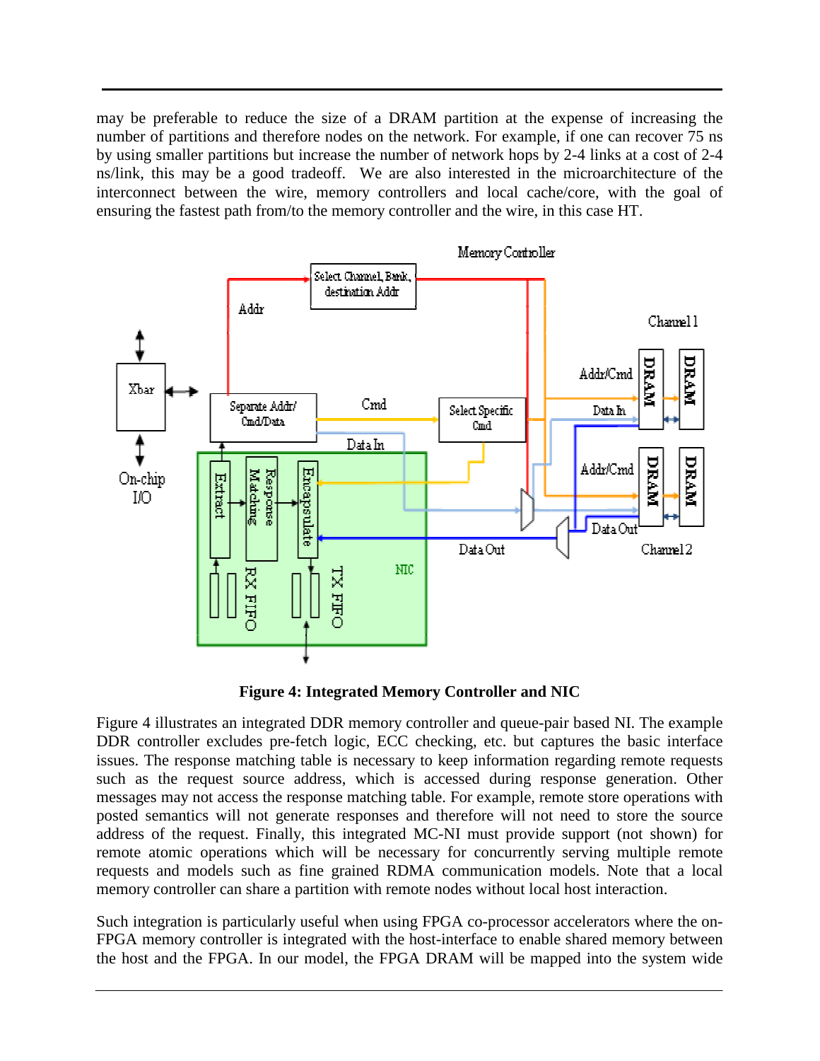may be preferable to reduce the size of a DRAM partition at the expense of increasing the number of partitions and therefore nodes on the network. For example, if one can recover 75 ns by using smaller partitions but increase the number of network hops by 2-4 links at a cost of 2-4 ns/link, this may be a good tradeoff. We are also interested in the microarchitecture of the interconnect between the wire, memory controllers and local cache/core, with the goal of ensuring the fastest path from/to the memory controller and the wire, in this case HT.

**Figure 4: Integrated Memory Controller and NIC**

Figure 4 illustrates an integrated DDR memory controller and queue-pair based NI. The example DDR controller excludes pre-fetch logic, ECC checking, etc. but captures the basic interface issues. The response matching table is necessary to keep information regarding remote requests such as the request source address, which is accessed during response generation. Other messages may not access the response matching table. For example, remote store operations with posted semantics will not generate responses and therefore will not need to store the source address of the request. Finally, this integrated MC-NI must provide support (not shown) for remote atomic operations which will be necessary for concurrently serving multiple remote requests and models such as fine grained RDMA communication models. Note that a local memory controller can share a partition with remote nodes without local host interaction.

Such integration is particularly useful when using FPGA co-processor accelerators where the on-FPGA memory controller is integrated with the host-interface to enable shared memory between the host and the FPGA. In our model, the FPGA DRAM will be mapped into the system wide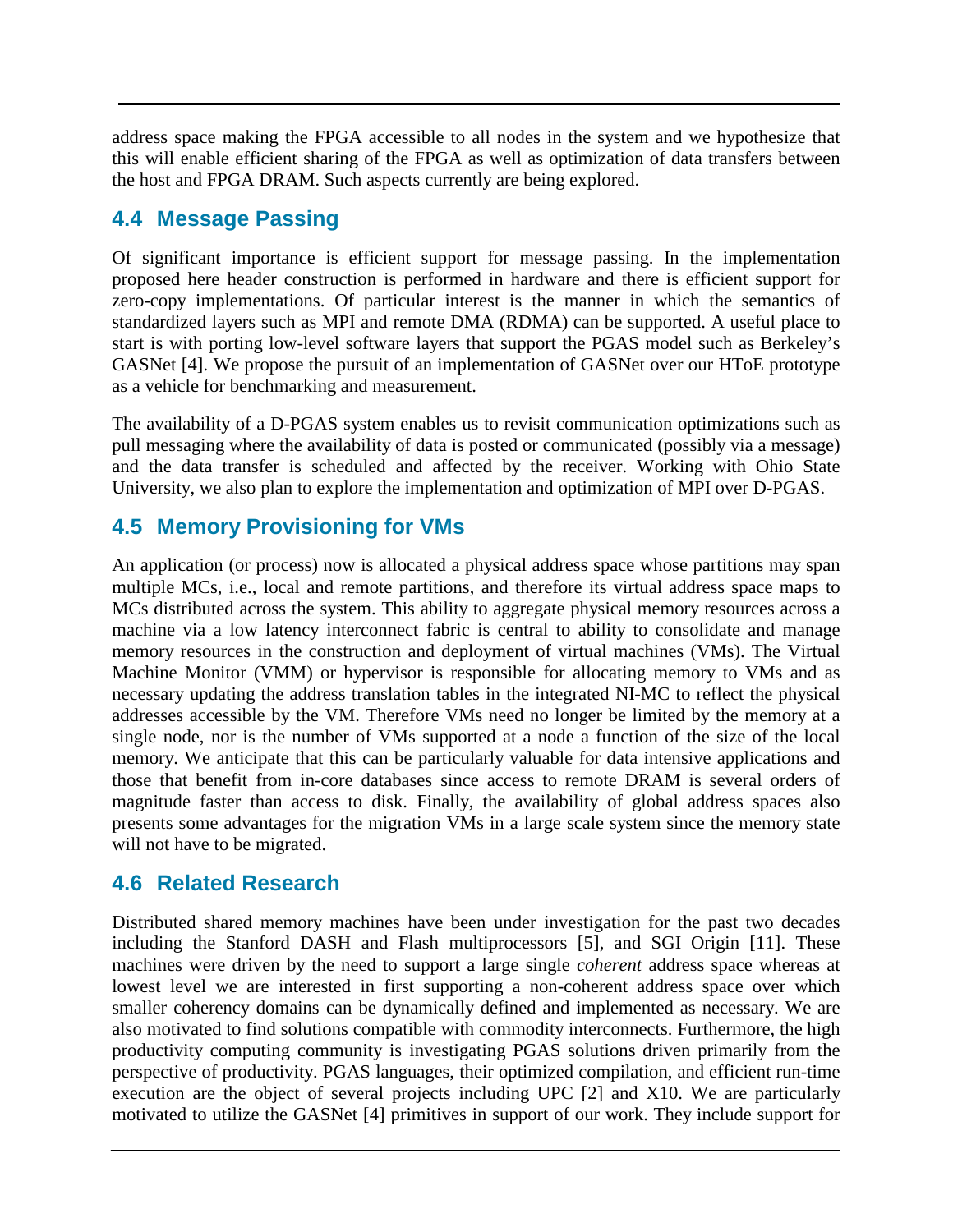address space making the FPGA accessible to all nodes in the system and we hypothesize that this will enable efficient sharing of the FPGA as well as optimization of data transfers between the host and FPGA DRAM. Such aspects currently are being explored.

## 4.4 Message Passing

Of significant importance is efficient support for message passing. In the implementation proposed here header construction is performed in hardware and there is efficient support for zero-copy implementations. Of particular interest is the manner in which the semantics of standardized layers such as MPI and remote DMA (RDMA) can be supported. A useful place to start is with porting low-level software layers that support the PGAS model such as Berkeley's GASNet [4]. We propose the pursuit of an implementation of GASNet over our HToE prototype as a vehicle for benchmarking and measurement.

The availability of a D-PGAS system enables us to revisit communication optimizations such as pull messaging where the availability of data is posted or communicated (possibly via a message) and the data transfer is scheduled and affected by the receiver. Working with Ohio State University, we also plan to explore the implementation and optimization of MPI over D-PGAS.

## 4.5 Memory Provisioning for VMs

An application (or process) now is allocated a physical address space whose partitions may span multiple MCs, i.e., local and remote partitions, and therefore its virtual address space maps to MCs distributed across the system. This ability to aggregate physical memory resources across a machine via a low latency interconnect fabric is central to ability to consolidate and manage memory resources in the construction and deployment of virtual machines (VMs). The Virtual Machine Monitor (VMM) or hypervisor is responsible for allocating memory to VMs and as necessary updating the address translation tables in the integrated NI-MC to reflect the physical addresses accessible by the VM. Therefore VMs need no longer be limited by the memory at a single node, nor is the number of VMs supported at a node a function of the size of the local memory. We anticipate that this can be particularly valuable for data intensive applications and those that benefit from in-core databases since access to remote DRAM is several orders of magnitude faster than access to disk. Finally, the availability of global address spaces also presents some advantages for the migration VMs in a large scale system since the memory state will not have to be migrated.

## 4.6 Related Research

Distributed shared memory machines have been under investigation for the past two decades including the Stanford DASH and Flash multiprocessors [5], and SGI Origin [11]. These machines were driven by the need to support a large single *coherent* address space whereas at lowest level we are interested in first supporting a non-coherent address space over which smaller coherency domains can be dynamically defined and implemented as necessary. We are also motivated to find solutions compatible with commodity interconnects. Furthermore, the high productivity computing community is investigating PGAS solutions driven primarily from the perspective of productivity. PGAS languages, their optimized compilation, and efficient run-time execution are the object of several projects including UPC [2] and X10. We are particularly motivated to utilize the GASNet [4] primitives in support of our work. They include support for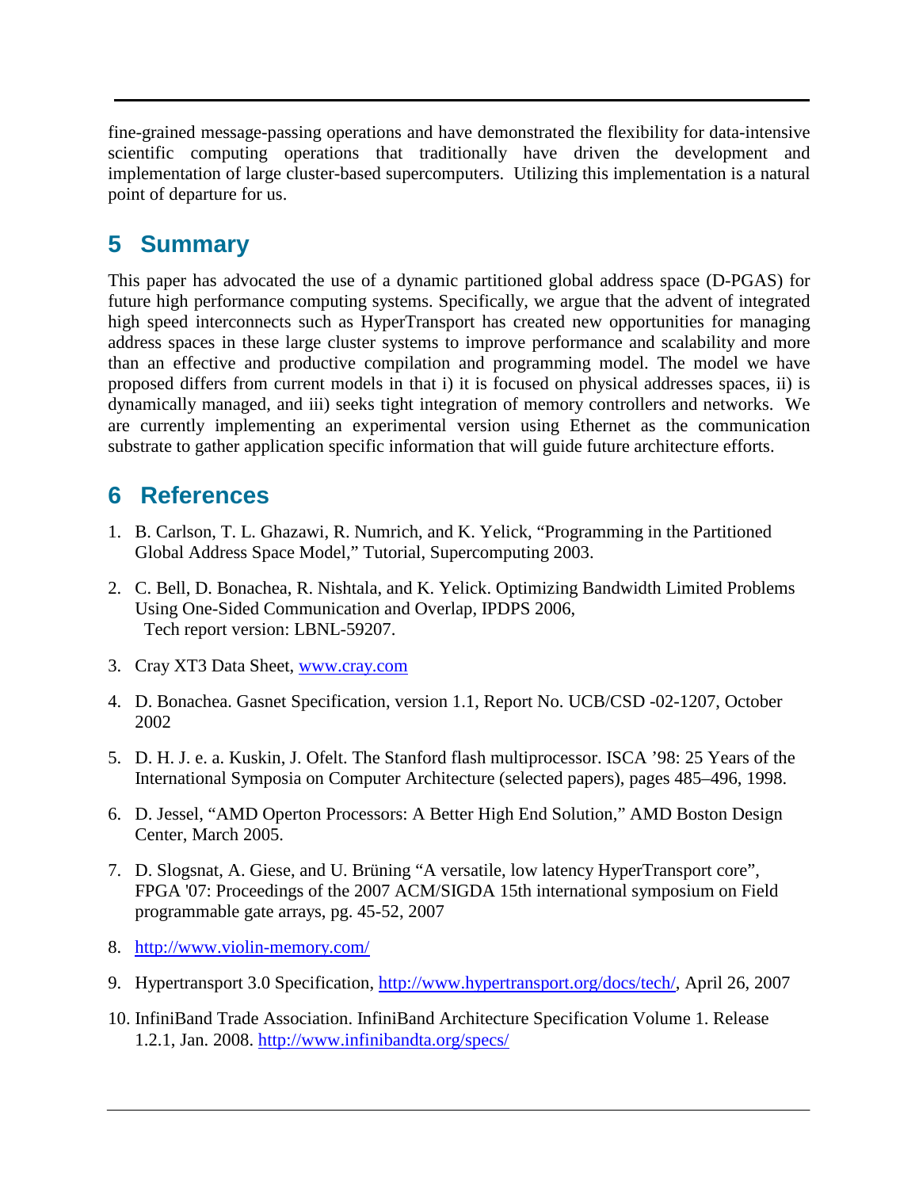fine-grained message-passing operations and have demonstrated the flexibility for data-intensive scientific computing operations that traditionally have driven the development and implementation of large cluster-based supercomputers. Utilizing this implementation is a natural point of departure for us.

## 5 Summary

This paper has advocated the use of a dynamic partitioned global address space (D-PGAS) for future high performance computing systems. Specifically, we argue that the advent of integrated high speed interconnects such as HyperTransport has created new opportunities for managing address spaces in these large cluster systems to improve performance and scalability and more than an effective and productive compilation and programming model. The model we have proposed differs from current models in that i) it is focused on physical addresses spaces, ii) is dynamically managed, and iii) seeks tight integration of memory controllers and networks. We are currently implementing an experimental version using Ethernet as the communication substrate to gather application specific information that will guide future architecture efforts.

## 6 References

1. B. Carlson, T. L. Ghazawi, R. Numrich, and K. Yelick, "Programming in the Partitioned Global Address Space Model," Tutorial, Supercomputing 2003.
2. C. Bell, D. Bonachea, R. Nishtala, and K. Yelick. Optimizing Bandwidth Limited Problems Using One-Sided Communication and Overlap, IPDPS 2006, Tech report version: LBNL-59207.
3. Cray XT3 Data Sheet, www.cray.com
4. D. Bonachea. Gasnet Specification, version 1.1, Report No. UCB/CSD -02-1207, October 2002
5. D. H. J. e. a. Kuskin, J. Ofelt. The Stanford flash multiprocessor. ISCA '98: 25 Years of the International Symposia on Computer Architecture (selected papers), pages 485–496, 1998.
6. D. Jessel, "AMD Operton Processors: A Better High End Solution," AMD Boston Design Center, March 2005.
7. D. Slogsnat, A. Giese, and U. Brüning "A versatile, low latency HyperTransport core", FPGA '07: Proceedings of the 2007 ACM/SIGDA 15th international symposium on Field programmable gate arrays, pg. 45-52, 2007
8. http://www.violin-memory.com/
9. Hypertransport 3.0 Specification, http://www.hypertransport.org/docs/tech/, April 26, 2007
10. InfiniBand Trade Association. InfiniBand Architecture Specification Volume 1. Release 1.2.1, Jan. 2008. http://www.infinibandta.org/specs/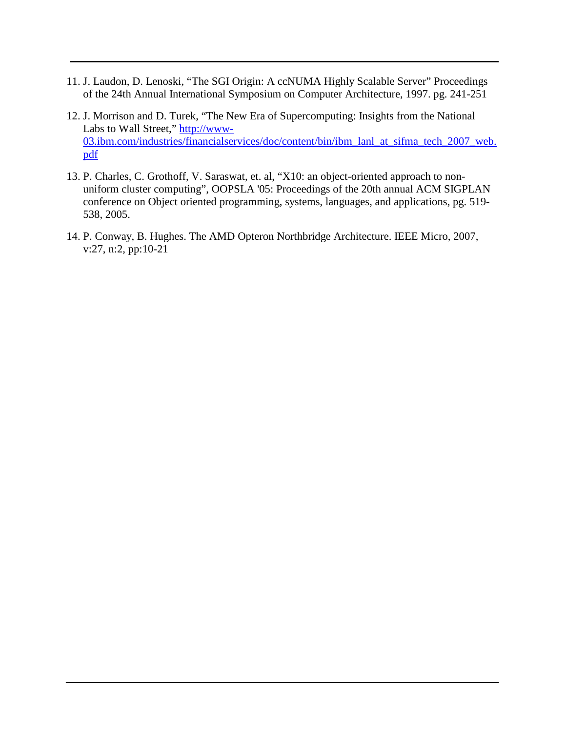11. J. Laudon, D. Lenoski, “The SGI Origin: A ccNUMA Highly Scalable Server” Proceedings of the 24th Annual International Symposium on Computer Architecture, 1997. pg. 241-251

12. J. Morrison and D. Turek, “The New Era of Supercomputing: Insights from the National Labs to Wall Street,” [http://www-03.ibm.com/industries/financialservices/doc/content/bin/ibm_lanl_at_sifma_tech_2007_web.pdf](http://www-03.ibm.com/industries/financialservices/doc/content/bin/ibm_lanl_at_sifma_tech_2007_web.pdf)

13. P. Charles, C. Grothoff, V. Saraswat, et. al, “X10: an object-oriented approach to non-uniform cluster computing”, OOPSLA '05: Proceedings of the 20th annual ACM SIGPLAN conference on Object oriented programming, systems, languages, and applications, pg. 519-538, 2005.

14. P. Conway, B. Hughes. The AMD Opteron Northbridge Architecture. IEEE Micro, 2007, v:27, n:2, pp:10-21